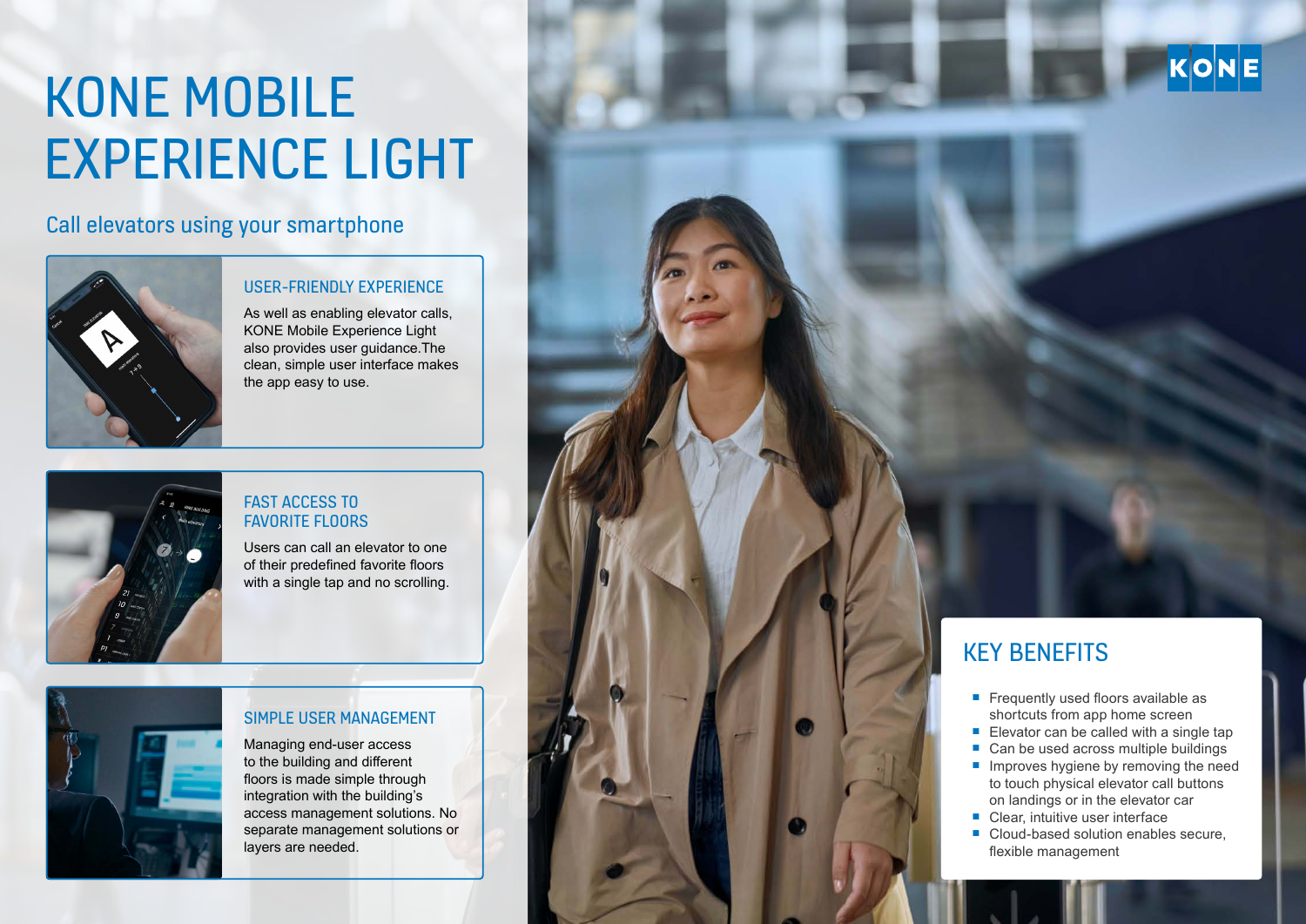# KONE MOBILE EXPERIENCE LIGHT

## Call elevators using your smartphone

### USER-FRIENDLY EXPERIENCE

As well as enabling elevator calls, KONE Mobile Experience Light also provides user guidance.The clean, simple user interface makes the app easy to use.

### FAST ACCESS TO FAVORITE FLOORS

Users can call an elevator to one of their predefined favorite floors with a single tap and no scrolling.

### SIMPLE USER MANAGEMENT

Managing end-user access to the building and different floors is made simple through integration with the building's access management solutions. No separate management solutions or layers are needed.

## KEY BENEFITS

- Frequently used floors available as shortcuts from app home screen
- Elevator can be called with a single tap
- Can be used across multiple buildings
- Improves hygiene by removing the need to touch physical elevator call buttons on landings or in the elevator car
- Clear, intuitive user interface
- Cloud-based solution enables secure, flexible management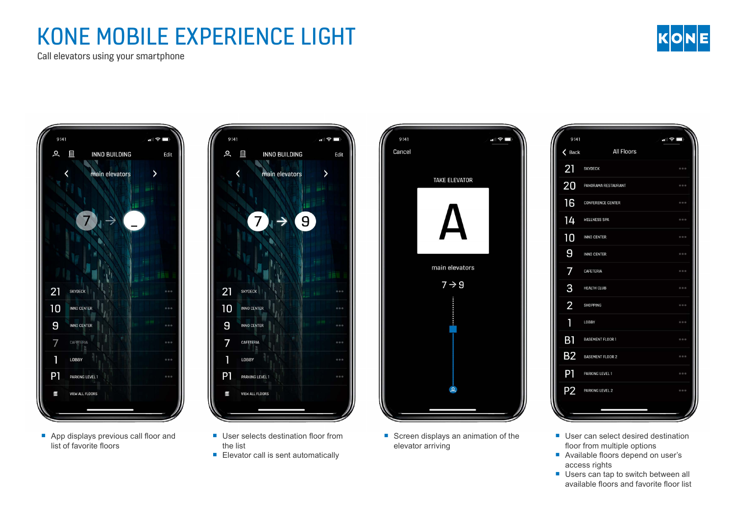# KONE MOBILE EXPERIENCE LIGHT

Call elevators using your smartphone

- App displays previous call floor and list of favorite floors

- User selects destination floor from the list
- Elevator call is sent automatically

- Screen displays an animation of the elevator arriving

- User can select desired destination floor from multiple options
- Available floors depend on user's access rights
- Users can tap to switch between all available floors and favorite floor list